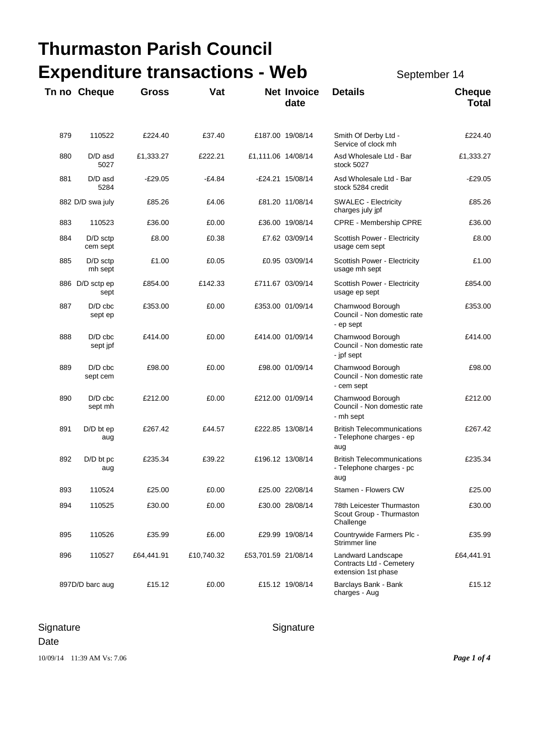# Thurmaston Parish Council

# Expenditure transactions - Web

September 14

| Tn no | Cheque | Gross | Vat | Net | Invoice date | Details | Cheque Total |
|---|---|---|---|---|---|---|---|
| 879 | 110522 | £224.40 | £37.40 | £187.00 | 19/08/14 | Smith Of Derby Ltd - Service of clock mh | £224.40 |
| 880 | D/D asd 5027 | £1,333.27 | £222.21 | £1,111.06 | 14/08/14 | Asd Wholesale Ltd - Bar stock 5027 | £1,333.27 |
| 881 | D/D asd 5284 | -£29.05 | -£4.84 | -£24.21 | 15/08/14 | Asd Wholesale Ltd - Bar stock 5284 credit | -£29.05 |
| 882 | D/D swa july | £85.26 | £4.06 | £81.20 | 11/08/14 | SWALEC - Electricity charges july jpf | £85.26 |
| 883 | 110523 | £36.00 | £0.00 | £36.00 | 19/08/14 | CPRE - Membership CPRE | £36.00 |
| 884 | D/D sctp cem sept | £8.00 | £0.38 | £7.62 | 03/09/14 | Scottish Power - Electricity usage cem sept | £8.00 |
| 885 | D/D sctp mh sept | £1.00 | £0.05 | £0.95 | 03/09/14 | Scottish Power - Electricity usage mh sept | £1.00 |
| 886 | D/D sctp ep sept | £854.00 | £142.33 | £711.67 | 03/09/14 | Scottish Power - Electricity usage ep sept | £854.00 |
| 887 | D/D cbc sept ep | £353.00 | £0.00 | £353.00 | 01/09/14 | Charnwood Borough Council - Non domestic rate - ep sept | £353.00 |
| 888 | D/D cbc sept jpf | £414.00 | £0.00 | £414.00 | 01/09/14 | Charnwood Borough Council - Non domestic rate - jpf sept | £414.00 |
| 889 | D/D cbc sept cem | £98.00 | £0.00 | £98.00 | 01/09/14 | Charnwood Borough Council - Non domestic rate - cem sept | £98.00 |
| 890 | D/D cbc sept mh | £212.00 | £0.00 | £212.00 | 01/09/14 | Charnwood Borough Council - Non domestic rate - mh sept | £212.00 |
| 891 | D/D bt ep aug | £267.42 | £44.57 | £222.85 | 13/08/14 | British Telecommunications - Telephone charges - ep aug | £267.42 |
| 892 | D/D bt pc aug | £235.34 | £39.22 | £196.12 | 13/08/14 | British Telecommunications - Telephone charges - pc aug | £235.34 |
| 893 | 110524 | £25.00 | £0.00 | £25.00 | 22/08/14 | Stamen - Flowers CW | £25.00 |
| 894 | 110525 | £30.00 | £0.00 | £30.00 | 28/08/14 | 78th Leicester Thurmaston Scout Group - Thurmaston Challenge | £30.00 |
| 895 | 110526 | £35.99 | £6.00 | £29.99 | 19/08/14 | Countrywide Farmers Plc - Strimmer line | £35.99 |
| 896 | 110527 | £64,441.91 | £10,740.32 | £53,701.59 | 21/08/14 | Landward Landscape Contracts Ltd - Cemetery extension 1st phase | £64,441.91 |
| 897 | D/D barc aug | £15.12 | £0.00 | £15.12 | 19/08/14 | Barclays Bank - Bank charges - Aug | £15.12 |

Signature

Signature

Date

10/09/14 11:39 AM Vs: 7.06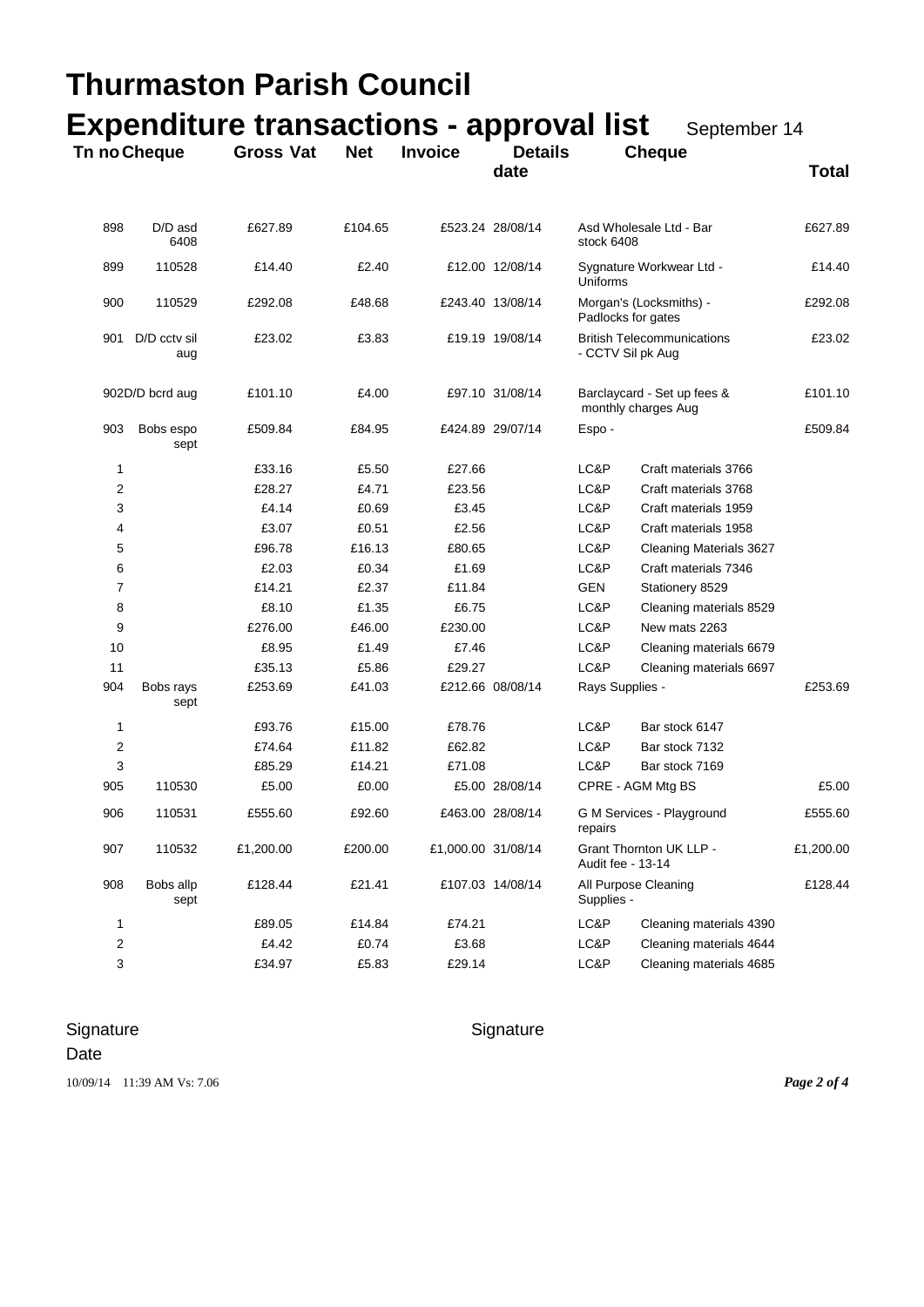# Thurmaston Parish Council

## Expenditure transactions - approval list    September 14

| Tn no | Cheque | Gross | Vat | Net | Invoice date | Details | Cheque | Total |
|---|---|---|---|---|---|---|---|---|
| 898 | D/D asd 6408 | £627.89 | £104.65 | £523.24 | 28/08/14 | Asd Wholesale Ltd - Bar stock 6408 | | £627.89 |
| 899 | 110528 | £14.40 | £2.40 | £12.00 | 12/08/14 | Sygnature Workwear Ltd - Uniforms | | £14.40 |
| 900 | 110529 | £292.08 | £48.68 | £243.40 | 13/08/14 | Morgan's (Locksmiths) - Padlocks for gates | | £292.08 |
| 901 | D/D cctv sil aug | £23.02 | £3.83 | £19.19 | 19/08/14 | British Telecommunications - CCTV Sil pk Aug | | £23.02 |
| 902 | D/D bcrd aug | £101.10 | £4.00 | £97.10 | 31/08/14 | Barclaycard - Set up fees & monthly charges Aug | | £101.10 |
| 903 | Bobs espo sept | £509.84 | £84.95 | £424.89 | 29/07/14 | Espo - | | £509.84 |
| 1 | | £33.16 | £5.50 | £27.66 | | LC&P | Craft materials 3766 | |
| 2 | | £28.27 | £4.71 | £23.56 | | LC&P | Craft materials 3768 | |
| 3 | | £4.14 | £0.69 | £3.45 | | LC&P | Craft materials 1959 | |
| 4 | | £3.07 | £0.51 | £2.56 | | LC&P | Craft materials 1958 | |
| 5 | | £96.78 | £16.13 | £80.65 | | LC&P | Cleaning Materials 3627 | |
| 6 | | £2.03 | £0.34 | £1.69 | | LC&P | Craft materials 7346 | |
| 7 | | £14.21 | £2.37 | £11.84 | | GEN | Stationery 8529 | |
| 8 | | £8.10 | £1.35 | £6.75 | | LC&P | Cleaning materials 8529 | |
| 9 | | £276.00 | £46.00 | £230.00 | | LC&P | New mats 2263 | |
| 10 | | £8.95 | £1.49 | £7.46 | | LC&P | Cleaning materials 6679 | |
| 11 | | £35.13 | £5.86 | £29.27 | | LC&P | Cleaning materials 6697 | |
| 904 | Bobs rays sept | £253.69 | £41.03 | £212.66 | 08/08/14 | Rays Supplies - | | £253.69 |
| 1 | | £93.76 | £15.00 | £78.76 | | LC&P | Bar stock 6147 | |
| 2 | | £74.64 | £11.82 | £62.82 | | LC&P | Bar stock 7132 | |
| 3 | | £85.29 | £14.21 | £71.08 | | LC&P | Bar stock 7169 | |
| 905 | 110530 | £5.00 | £0.00 | £5.00 | 28/08/14 | CPRE - AGM Mtg BS | | £5.00 |
| 906 | 110531 | £555.60 | £92.60 | £463.00 | 28/08/14 | G M Services - Playground repairs | | £555.60 |
| 907 | 110532 | £1,200.00 | £200.00 | £1,000.00 | 31/08/14 | Grant Thornton UK LLP - Audit fee - 13-14 | | £1,200.00 |
| 908 | Bobs allp sept | £128.44 | £21.41 | £107.03 | 14/08/14 | All Purpose Cleaning Supplies - | | £128.44 |
| 1 | | £89.05 | £14.84 | £74.21 | | LC&P | Cleaning materials 4390 | |
| 2 | | £4.42 | £0.74 | £3.68 | | LC&P | Cleaning materials 4644 | |
| 3 | | £34.97 | £5.83 | £29.14 | | LC&P | Cleaning materials 4685 | |

Signature                                        Signature

Date

10/09/14 11:39 AM Vs: 7.06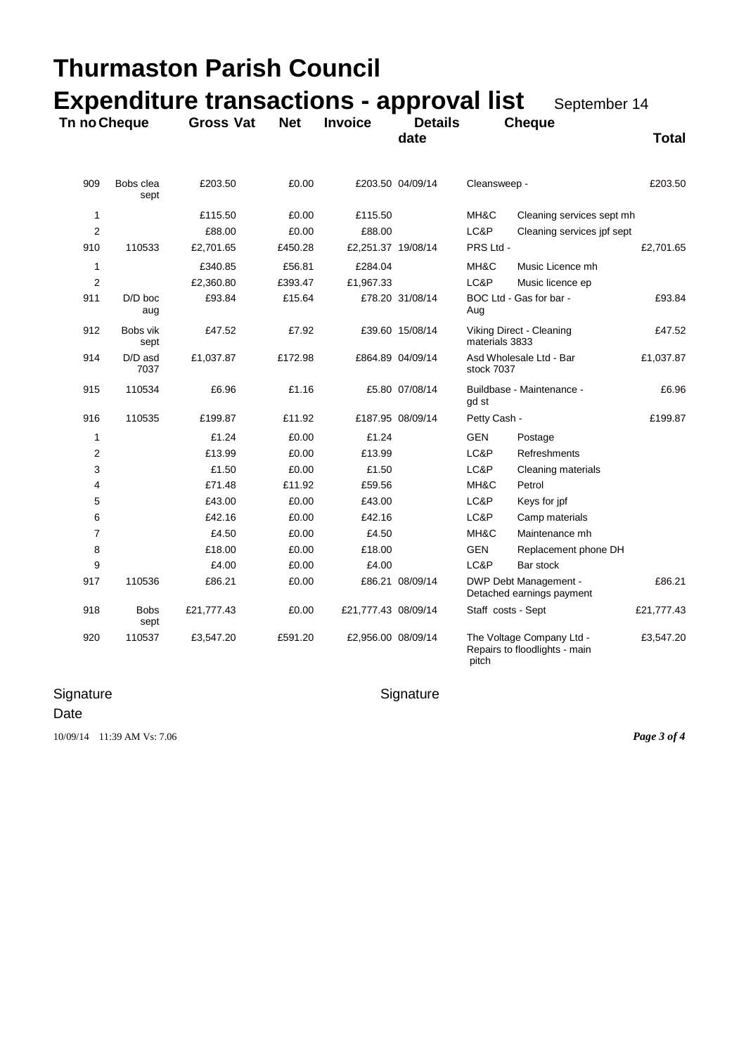# Thurmaston Parish Council

## Expenditure transactions - approval list September 14

| Tn no | Cheque | Gross | Vat | Net | Invoice date | Details | | Cheque Total |
|---|---|---|---|---|---|---|---|---|
| 909 | Bobs clea sept | £203.50 | £0.00 | £203.50 | 04/09/14 | Cleansweep - | | £203.50 |
| 1 | | £115.50 | £0.00 | £115.50 | | MH&C | Cleaning services sept mh | |
| 2 | | £88.00 | £0.00 | £88.00 | | LC&P | Cleaning services jpf sept | |
| 910 | 110533 | £2,701.65 | £450.28 | £2,251.37 | 19/08/14 | PRS Ltd - | | £2,701.65 |
| 1 | | £340.85 | £56.81 | £284.04 | | MH&C | Music Licence mh | |
| 2 | | £2,360.80 | £393.47 | £1,967.33 | | LC&P | Music licence ep | |
| 911 | D/D boc aug | £93.84 | £15.64 | £78.20 | 31/08/14 | BOC Ltd - Gas for bar - Aug | | £93.84 |
| 912 | Bobs vik sept | £47.52 | £7.92 | £39.60 | 15/08/14 | Viking Direct - Cleaning materials 3833 | | £47.52 |
| 914 | D/D asd 7037 | £1,037.87 | £172.98 | £864.89 | 04/09/14 | Asd Wholesale Ltd - Bar stock 7037 | | £1,037.87 |
| 915 | 110534 | £6.96 | £1.16 | £5.80 | 07/08/14 | Buildbase - Maintenance - gd st | | £6.96 |
| 916 | 110535 | £199.87 | £11.92 | £187.95 | 08/09/14 | Petty Cash - | | £199.87 |
| 1 | | £1.24 | £0.00 | £1.24 | | GEN | Postage | |
| 2 | | £13.99 | £0.00 | £13.99 | | LC&P | Refreshments | |
| 3 | | £1.50 | £0.00 | £1.50 | | LC&P | Cleaning materials | |
| 4 | | £71.48 | £11.92 | £59.56 | | MH&C | Petrol | |
| 5 | | £43.00 | £0.00 | £43.00 | | LC&P | Keys for jpf | |
| 6 | | £42.16 | £0.00 | £42.16 | | LC&P | Camp materials | |
| 7 | | £4.50 | £0.00 | £4.50 | | MH&C | Maintenance mh | |
| 8 | | £18.00 | £0.00 | £18.00 | | GEN | Replacement phone DH | |
| 9 | | £4.00 | £0.00 | £4.00 | | LC&P | Bar stock | |
| 917 | 110536 | £86.21 | £0.00 | £86.21 | 08/09/14 | DWP Debt Management - Detached earnings payment | | £86.21 |
| 918 | Bobs sept | £21,777.43 | £0.00 | £21,777.43 | 08/09/14 | Staff costs - Sept | | £21,777.43 |
| 920 | 110537 | £3,547.20 | £591.20 | £2,956.00 | 08/09/14 | The Voltage Company Ltd - Repairs to floodlights - main pitch | | £3,547.20 |

Signature

Signature

Date

10/09/14 11:39 AM Vs: 7.06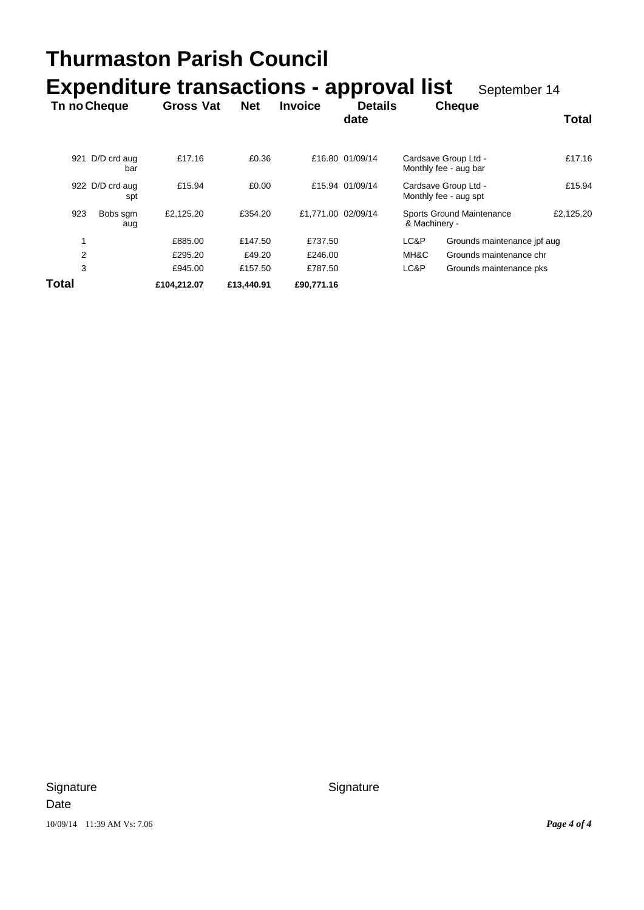# Thurmaston Parish Council

## Expenditure transactions - approval list

September 14

| Tn no | Cheque | Gross | Vat | Net | Invoice date | Details | Cheque Total |
|---|---|---|---|---|---|---|---|
| 921 | D/D crd aug bar | £17.16 | £0.36 | £16.80 | 01/09/14 | Cardsave Group Ltd - Monthly fee - aug bar | £17.16 |
| 922 | D/D crd aug spt | £15.94 | £0.00 | £15.94 | 01/09/14 | Cardsave Group Ltd - Monthly fee - aug spt | £15.94 |
| 923 | Bobs sgm aug | £2,125.20 | £354.20 | £1,771.00 | 02/09/14 | Sports Ground Maintenance & Machinery - | £2,125.20 |
| 1 | | £885.00 | £147.50 | £737.50 | | LC&P Grounds maintenance jpf aug | |
| 2 | | £295.20 | £49.20 | £246.00 | | MH&C Grounds maintenance chr | |
| 3 | | £945.00 | £157.50 | £787.50 | | LC&P Grounds maintenance pks | |
| **Total** | | **£104,212.07** | **£13,440.91** | **£90,771.16** | | | |

Signature

Signature

Date

10/09/14 11:39 AM Vs: 7.06